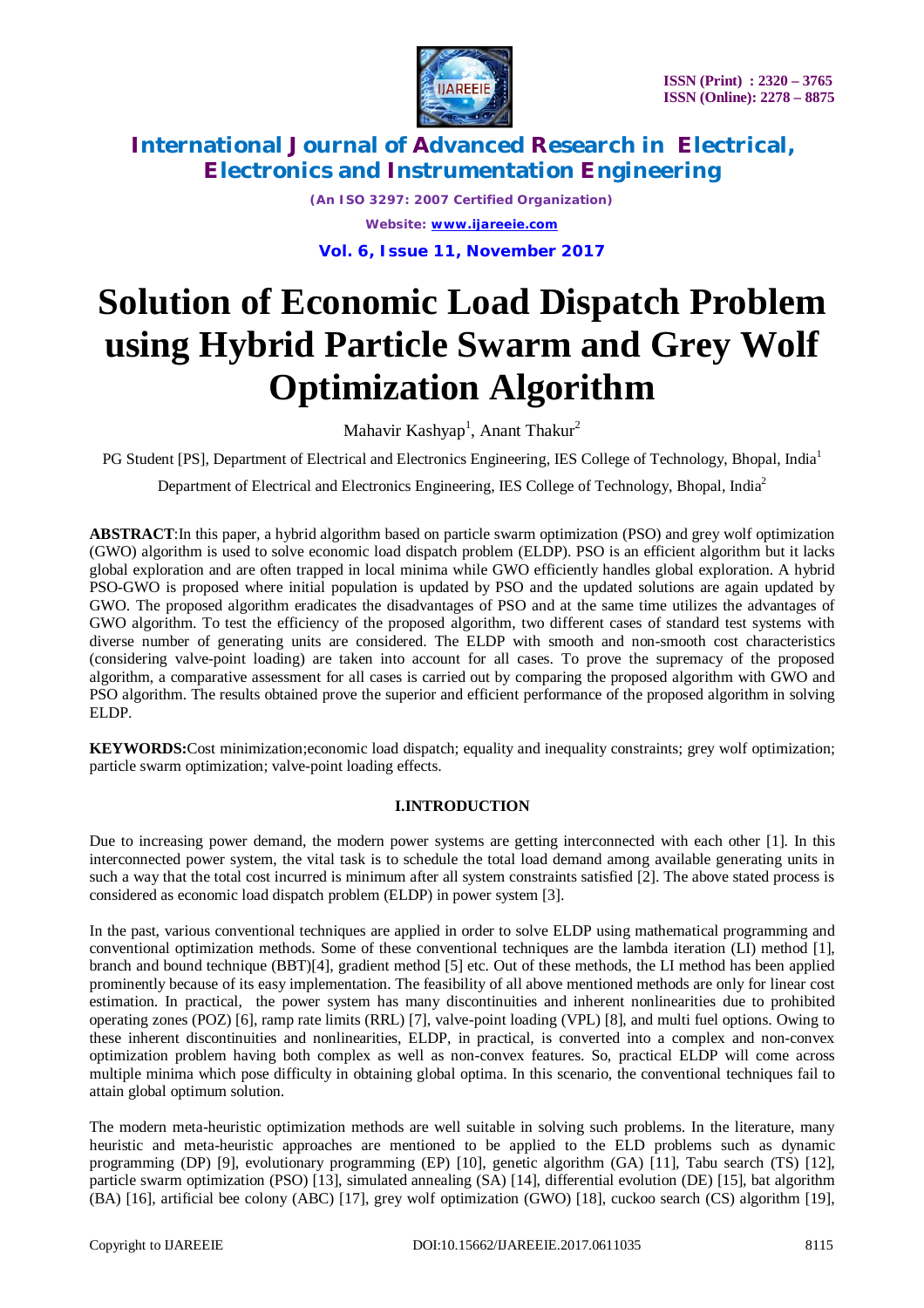# Solution of Economic Load Dispatch Problem using Hybrid Particle Swarm and Grey Wolf Optimization Algorithm

Mahavir Kashyap[1], Anant Thakur[2]

PG Student [PS], Department of Electrical and Electronics Engineering, IES College of Technology, Bhopal, India[1]

Department of Electrical and Electronics Engineering, IES College of Technology, Bhopal, India[2]

**ABSTRACT**:In this paper, a hybrid algorithm based on particle swarm optimization (PSO) and grey wolf optimization (GWO) algorithm is used to solve economic load dispatch problem (ELDP). PSO is an efficient algorithm but it lacks global exploration and are often trapped in local minima while GWO efficiently handles global exploration. A hybrid PSO-GWO is proposed where initial population is updated by PSO and the updated solutions are again updated by GWO. The proposed algorithm eradicates the disadvantages of PSO and at the same time utilizes the advantages of GWO algorithm. To test the efficiency of the proposed algorithm, two different cases of standard test systems with diverse number of generating units are considered. The ELDP with smooth and non-smooth cost characteristics (considering valve-point loading) are taken into account for all cases. To prove the supremacy of the proposed algorithm, a comparative assessment for all cases is carried out by comparing the proposed algorithm with GWO and PSO algorithm. The results obtained prove the superior and efficient performance of the proposed algorithm in solving ELDP.

**KEYWORDS:**Cost minimization;economic load dispatch; equality and inequality constraints; grey wolf optimization; particle swarm optimization; valve-point loading effects.

## I.INTRODUCTION

Due to increasing power demand, the modern power systems are getting interconnected with each other [1]. In this interconnected power system, the vital task is to schedule the total load demand among available generating units in such a way that the total cost incurred is minimum after all system constraints satisfied [2]. The above stated process is considered as economic load dispatch problem (ELDP) in power system [3].

In the past, various conventional techniques are applied in order to solve ELDP using mathematical programming and conventional optimization methods. Some of these conventional techniques are the lambda iteration (LI) method [1], branch and bound technique (BBT)[4], gradient method [5] etc. Out of these methods, the LI method has been applied prominently because of its easy implementation. The feasibility of all above mentioned methods are only for linear cost estimation. In practical, the power system has many discontinuities and inherent nonlinearities due to prohibited operating zones (POZ) [6], ramp rate limits (RRL) [7], valve-point loading (VPL) [8], and multi fuel options. Owing to these inherent discontinuities and nonlinearities, ELDP, in practical, is converted into a complex and non-convex optimization problem having both complex as well as non-convex features. So, practical ELDP will come across multiple minima which pose difficulty in obtaining global optima. In this scenario, the conventional techniques fail to attain global optimum solution.

The modern meta-heuristic optimization methods are well suitable in solving such problems. In the literature, many heuristic and meta-heuristic approaches are mentioned to be applied to the ELD problems such as dynamic programming (DP) [9], evolutionary programming (EP) [10], genetic algorithm (GA) [11], Tabu search (TS) [12], particle swarm optimization (PSO) [13], simulated annealing (SA) [14], differential evolution (DE) [15], bat algorithm (BA) [16], artificial bee colony (ABC) [17], grey wolf optimization (GWO) [18], cuckoo search (CS) algorithm [19],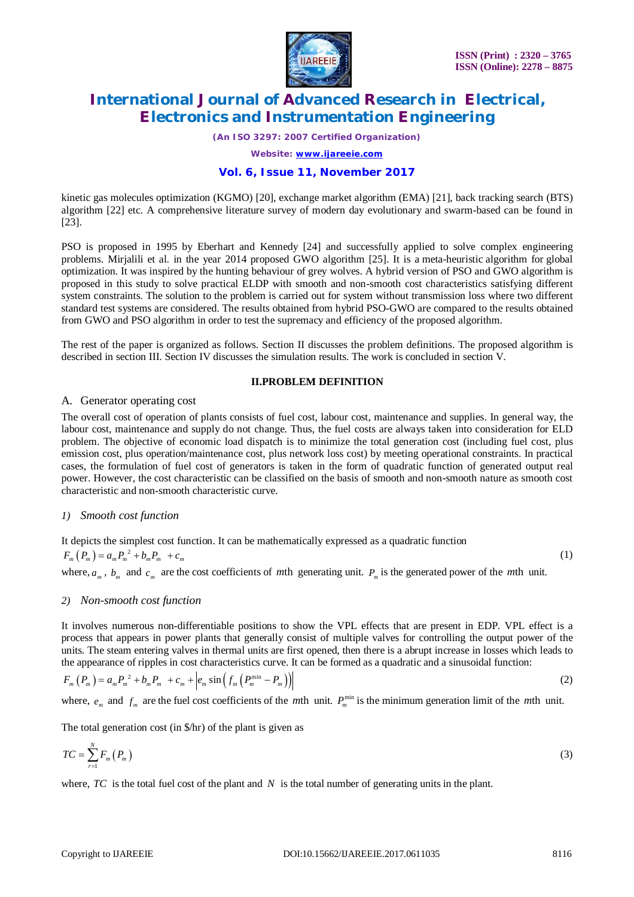kinetic gas molecules optimization (KGMO) [20], exchange market algorithm (EMA) [21], back tracking search (BTS) algorithm [22] etc. A comprehensive literature survey of modern day evolutionary and swarm-based can be found in [23].

PSO is proposed in 1995 by Eberhart and Kennedy [24] and successfully applied to solve complex engineering problems. Mirjalili et al. in the year 2014 proposed GWO algorithm [25]. It is a meta-heuristic algorithm for global optimization. It was inspired by the hunting behaviour of grey wolves. A hybrid version of PSO and GWO algorithm is proposed in this study to solve practical ELDP with smooth and non-smooth cost characteristics satisfying different system constraints. The solution to the problem is carried out for system without transmission loss where two different standard test systems are considered. The results obtained from hybrid PSO-GWO are compared to the results obtained from GWO and PSO algorithm in order to test the supremacy and efficiency of the proposed algorithm.

The rest of the paper is organized as follows. Section II discusses the problem definitions. The proposed algorithm is described in section III. Section IV discusses the simulation results. The work is concluded in section V.

## II.PROBLEM DEFINITION

### A. Generator operating cost

The overall cost of operation of plants consists of fuel cost, labour cost, maintenance and supplies. In general way, the labour cost, maintenance and supply do not change. Thus, the fuel costs are always taken into consideration for ELD problem. The objective of economic load dispatch is to minimize the total generation cost (including fuel cost, plus emission cost, plus operation/maintenance cost, plus network loss cost) by meeting operational constraints. In practical cases, the formulation of fuel cost of generators is taken in the form of quadratic function of generated output real power. However, the cost characteristic can be classified on the basis of smooth and non-smooth nature as smooth cost characteristic and non-smooth characteristic curve.

#### *1) Smooth cost function*

It depicts the simplest cost function. It can be mathematically expressed as a quadratic function

$$F_m(P_m) = a_m P_m^{\ 2} + b_m P_m + c_m \tag{1}$$

where, $a_m$, $b_m$ and $c_m$ are the cost coefficients of $m$th generating unit. $P_m$ is the generated power of the $m$th unit.

#### *2) Non-smooth cost function*

It involves numerous non-differentiable positions to show the VPL effects that are present in EDP. VPL effect is a process that appears in power plants that generally consist of multiple valves for controlling the output power of the units. The steam entering valves in thermal units are first opened, then there is a abrupt increase in losses which leads to the appearance of ripples in cost characteristics curve. It can be formed as a quadratic and a sinusoidal function:

$$F_m(P_m) = a_m P_m^{\ 2} + b_m P_m + c_m + \left| e_m \sin\left( f_m \left( P_m^{\min} - P_m \right) \right) \right| \tag{2}$$

where, $e_m$ and $f_m$ are the fuel cost coefficients of the $m$th unit. $P_m^{\min}$ is the minimum generation limit of the $m$th unit.

The total generation cost (in \$/hr) of the plant is given as

$$TC = \sum_{r=1}^{N} F_m(P_m) \tag{3}$$

where, $TC$ is the total fuel cost of the plant and $N$ is the total number of generating units in the plant.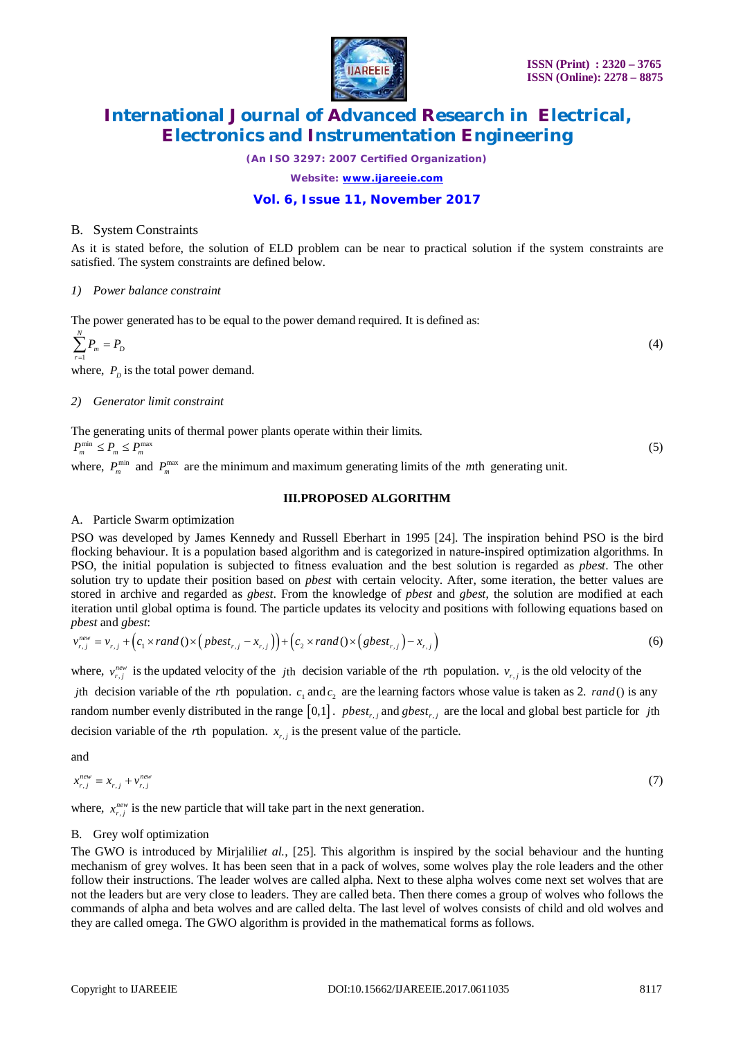B. System Constraints

As it is stated before, the solution of ELD problem can be near to practical solution if the system constraints are satisfied. The system constraints are defined below.

*1) Power balance constraint*

The power generated has to be equal to the power demand required. It is defined as:

$$\sum_{r=1}^{N} P_m = P_D \tag{4}$$

where, $P_D$ is the total power demand.

*2) Generator limit constraint*

The generating units of thermal power plants operate within their limits.

$$P_m^{\min} \le P_m \le P_m^{\max} \tag{5}$$

where, $P_m^{\min}$ and $P_m^{\max}$ are the minimum and maximum generating limits of the $m$th generating unit.

## III.PROPOSED ALGORITHM

A. Particle Swarm optimization

PSO was developed by James Kennedy and Russell Eberhart in 1995 [24]. The inspiration behind PSO is the bird flocking behaviour. It is a population based algorithm and is categorized in nature-inspired optimization algorithms. In PSO, the initial population is subjected to fitness evaluation and the best solution is regarded as *pbest*. The other solution try to update their position based on *pbest* with certain velocity. After, some iteration, the better values are stored in archive and regarded as *gbest*. From the knowledge of *pbest* and *gbest*, the solution are modified at each iteration until global optima is found. The particle updates its velocity and positions with following equations based on *pbest* and *gbest*:

$$v_{r,j}^{new} = v_{r,j} + \left(c_1 \times rand() \times \left(pbest_{r,j} - x_{r,j}\right)\right) + \left(c_2 \times rand() \times \left(gbest_{r,j}\right) - x_{r,j}\right) \tag{6}$$

where, $v_{r,j}^{new}$ is the updated velocity of the $j$th decision variable of the $r$th population. $v_{r,j}$ is the old velocity of the $j$th decision variable of the $r$th population. $c_1$ and $c_2$ are the learning factors whose value is taken as 2. $rand()$ is any random number evenly distributed in the range $[0,1]$. $pbest_{r,j}$ and $gbest_{r,j}$ are the local and global best particle for $j$th decision variable of the $r$th population. $x_{r,j}$ is the present value of the particle.

and

$$x_{r,j}^{new} = x_{r,j} + v_{r,j}^{new} \tag{7}$$

where, $x_{r,j}^{new}$ is the new particle that will take part in the next generation.

B. Grey wolf optimization

The GWO is introduced by Mirjalili*et al.*, [25]. This algorithm is inspired by the social behaviour and the hunting mechanism of grey wolves. It has been seen that in a pack of wolves, some wolves play the role leaders and the other follow their instructions. The leader wolves are called alpha. Next to these alpha wolves come next set wolves that are not the leaders but are very close to leaders. They are called beta. Then there comes a group of wolves who follows the commands of alpha and beta wolves and are called delta. The last level of wolves consists of child and old wolves and they are called omega. The GWO algorithm is provided in the mathematical forms as follows.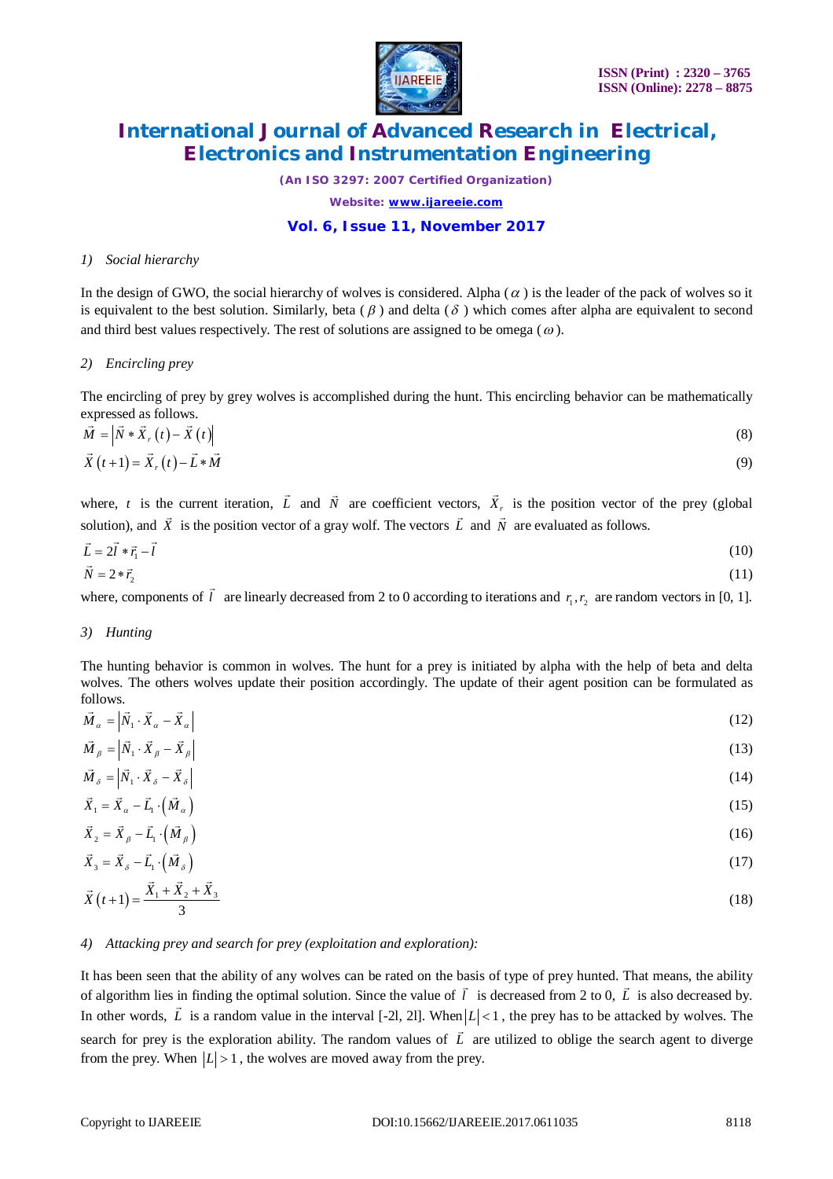*1) Social hierarchy*

In the design of GWO, the social hierarchy of wolves is considered. Alpha ( $\alpha$ ) is the leader of the pack of wolves so it is equivalent to the best solution. Similarly, beta ( $\beta$ ) and delta ( $\delta$ ) which comes after alpha are equivalent to second and third best values respectively. The rest of solutions are assigned to be omega ( $\omega$ ).

*2) Encircling prey*

The encircling of prey by grey wolves is accomplished during the hunt. This encircling behavior can be mathematically expressed as follows.

$$\vec{M} = \left|\vec{N} * \vec{X}_r(t) - \vec{X}(t)\right| \tag{8}$$

$$\vec{X}(t+1) = \vec{X}_r(t) - \vec{L} * \vec{M} \tag{9}$$

where, $t$ is the current iteration, $\vec{L}$ and $\vec{N}$ are coefficient vectors, $\vec{X}_r$ is the position vector of the prey (global solution), and $\vec{X}$ is the position vector of a gray wolf. The vectors $\vec{L}$ and $\vec{N}$ are evaluated as follows.

$$\vec{L} = 2\vec{l} * \vec{r}_1 - \vec{l} \tag{10}$$

$$\vec{N} = 2 * \vec{r}_2 \tag{11}$$

where, components of $\vec{l}$ are linearly decreased from 2 to 0 according to iterations and $r_1, r_2$ are random vectors in [0, 1].

*3) Hunting*

The hunting behavior is common in wolves. The hunt for a prey is initiated by alpha with the help of beta and delta wolves. The others wolves update their position accordingly. The update of their agent position can be formulated as follows.

$$\vec{M}_\alpha = \left|\vec{N}_1 \cdot \vec{X}_\alpha - \vec{X}_\alpha\right| \tag{12}$$

$$\vec{M}_\beta = \left|\vec{N}_1 \cdot \vec{X}_\beta - \vec{X}_\beta\right| \tag{13}$$

$$\vec{M}_\delta = \left|\vec{N}_1 \cdot \vec{X}_\delta - \vec{X}_\delta\right| \tag{14}$$

$$\vec{X}_1 = \vec{X}_\alpha - \vec{L}_1 \cdot \left(\vec{M}_\alpha\right) \tag{15}$$

$$\vec{X}_2 = \vec{X}_\beta - \vec{L}_1 \cdot \left(\vec{M}_\beta\right) \tag{16}$$

$$\vec{X}_3 = \vec{X}_\delta - \vec{L}_1 \cdot \left(\vec{M}_\delta\right) \tag{17}$$

$$\vec{X}(t+1) = \frac{\vec{X}_1 + \vec{X}_2 + \vec{X}_3}{3} \tag{18}$$

*4) Attacking prey and search for prey (exploitation and exploration):*

It has been seen that the ability of any wolves can be rated on the basis of type of prey hunted. That means, the ability of algorithm lies in finding the optimal solution. Since the value of $\vec{l}$ is decreased from 2 to 0, $\vec{L}$ is also decreased by. In other words, $\vec{L}$ is a random value in the interval [-2l, 2l]. When $|L| < 1$, the prey has to be attacked by wolves. The search for prey is the exploration ability. The random values of $\vec{L}$ are utilized to oblige the search agent to diverge from the prey. When $|L| > 1$, the wolves are moved away from the prey.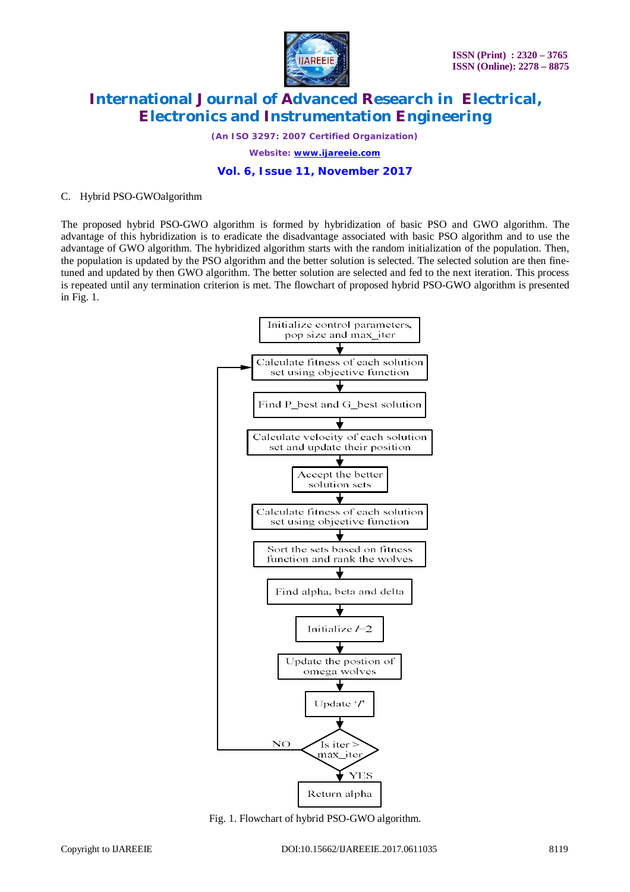C. Hybrid PSO-GWOalgorithm

The proposed hybrid PSO-GWO algorithm is formed by hybridization of basic PSO and GWO algorithm. The advantage of this hybridization is to eradicate the disadvantage associated with basic PSO algorithm and to use the advantage of GWO algorithm. The hybridized algorithm starts with the random initialization of the population. Then, the population is updated by the PSO algorithm and the better solution is selected. The selected solution are then fine-tuned and updated by then GWO algorithm. The better solution are selected and fed to the next iteration. This process is repeated until any termination criterion is met. The flowchart of proposed hybrid PSO-GWO algorithm is presented in Fig. 1.

Initialize control parameters, pop size and max_iter

Calculate fitness of each solution set using objective function

Find P_best and G_best solution

Calculate velocity of each solution set and update their position

Accept the better solution sets

Calculate fitness of each solution set using objective function

Sort the sets based on fitness function and rank the wolves

Find alpha, beta and delta

Initialize $l$=2

Update the postion of omega wolves

Update '$l$'

Is iter > max_iter

NO

YES

Return alpha

Fig. 1. Flowchart of hybrid PSO-GWO algorithm.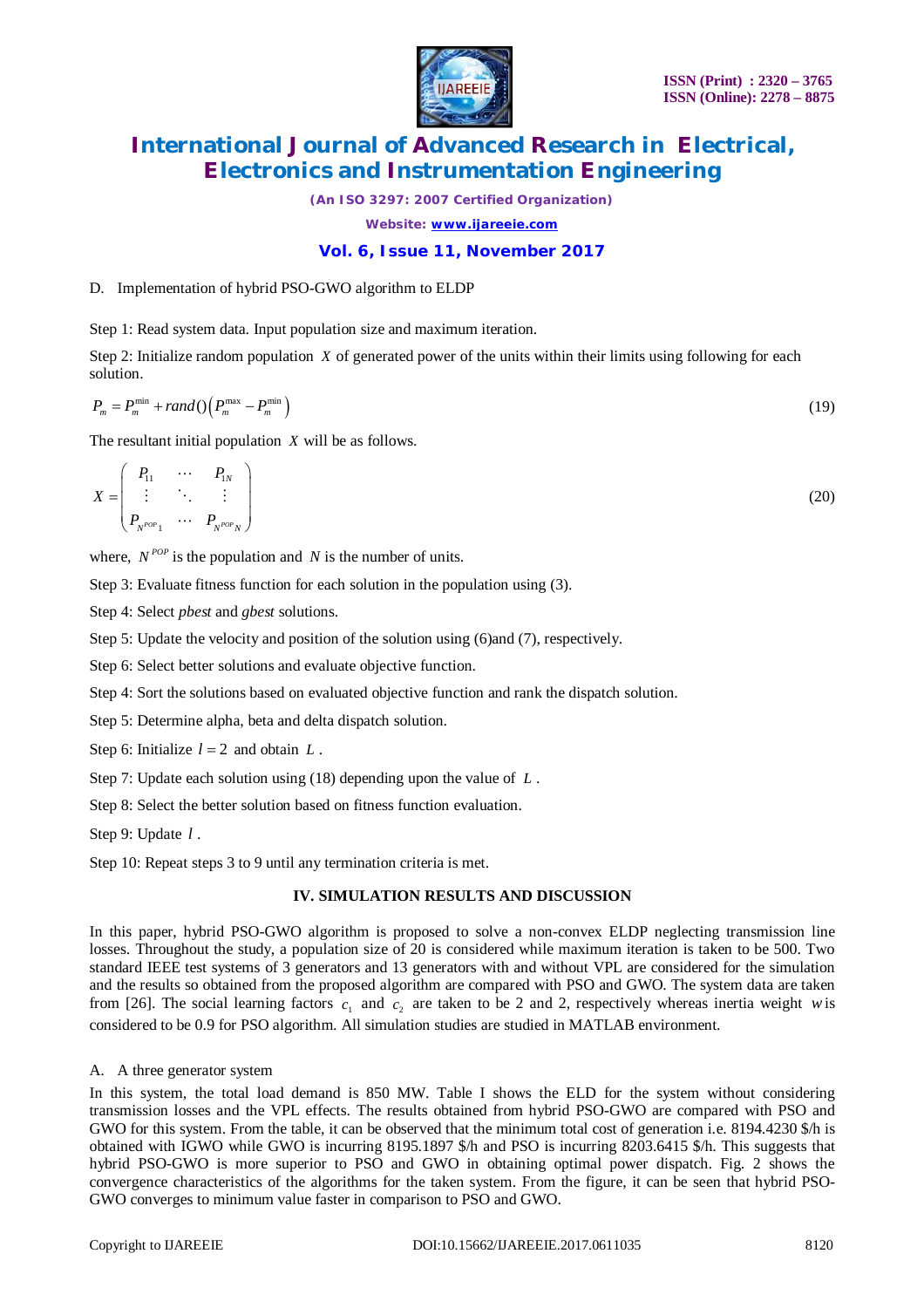D. Implementation of hybrid PSO-GWO algorithm to ELDP

Step 1: Read system data. Input population size and maximum iteration.

Step 2: Initialize random population $X$ of generated power of the units within their limits using following for each solution.

$$P_m = P_m^{\min} + rand()\left(P_m^{\max} - P_m^{\min}\right) \tag{19}$$

The resultant initial population $X$ will be as follows.

$$X = \begin{pmatrix} P_{11} & \cdots & P_{1N} \\ \vdots & \ddots & \vdots \\ P_{N^{POP}1} & \cdots & P_{N^{POP}N} \end{pmatrix} \tag{20}$$

where, $N^{POP}$ is the population and $N$ is the number of units.

Step 3: Evaluate fitness function for each solution in the population using (3).

Step 4: Select *pbest* and *gbest* solutions.

Step 5: Update the velocity and position of the solution using (6)and (7), respectively.

Step 6: Select better solutions and evaluate objective function.

Step 4: Sort the solutions based on evaluated objective function and rank the dispatch solution.

Step 5: Determine alpha, beta and delta dispatch solution.

Step 6: Initialize $l = 2$ and obtain $L$.

Step 7: Update each solution using (18) depending upon the value of $L$.

Step 8: Select the better solution based on fitness function evaluation.

Step 9: Update $l$.

Step 10: Repeat steps 3 to 9 until any termination criteria is met.

## IV. SIMULATION RESULTS AND DISCUSSION

In this paper, hybrid PSO-GWO algorithm is proposed to solve a non-convex ELDP neglecting transmission line losses. Throughout the study, a population size of 20 is considered while maximum iteration is taken to be 500. Two standard IEEE test systems of 3 generators and 13 generators with and without VPL are considered for the simulation and the results so obtained from the proposed algorithm are compared with PSO and GWO. The system data are taken from [26]. The social learning factors $c_1$ and $c_2$ are taken to be 2 and 2, respectively whereas inertia weight $w$ is considered to be 0.9 for PSO algorithm. All simulation studies are studied in MATLAB environment.

A. A three generator system

In this system, the total load demand is 850 MW. Table I shows the ELD for the system without considering transmission losses and the VPL effects. The results obtained from hybrid PSO-GWO are compared with PSO and GWO for this system. From the table, it can be observed that the minimum total cost of generation i.e. 8194.4230 $/h is obtained with IGWO while GWO is incurring 8195.1897 $/h and PSO is incurring 8203.6415 $/h. This suggests that hybrid PSO-GWO is more superior to PSO and GWO in obtaining optimal power dispatch. Fig. 2 shows the convergence characteristics of the algorithms for the taken system. From the figure, it can be seen that hybrid PSO-GWO converges to minimum value faster in comparison to PSO and GWO.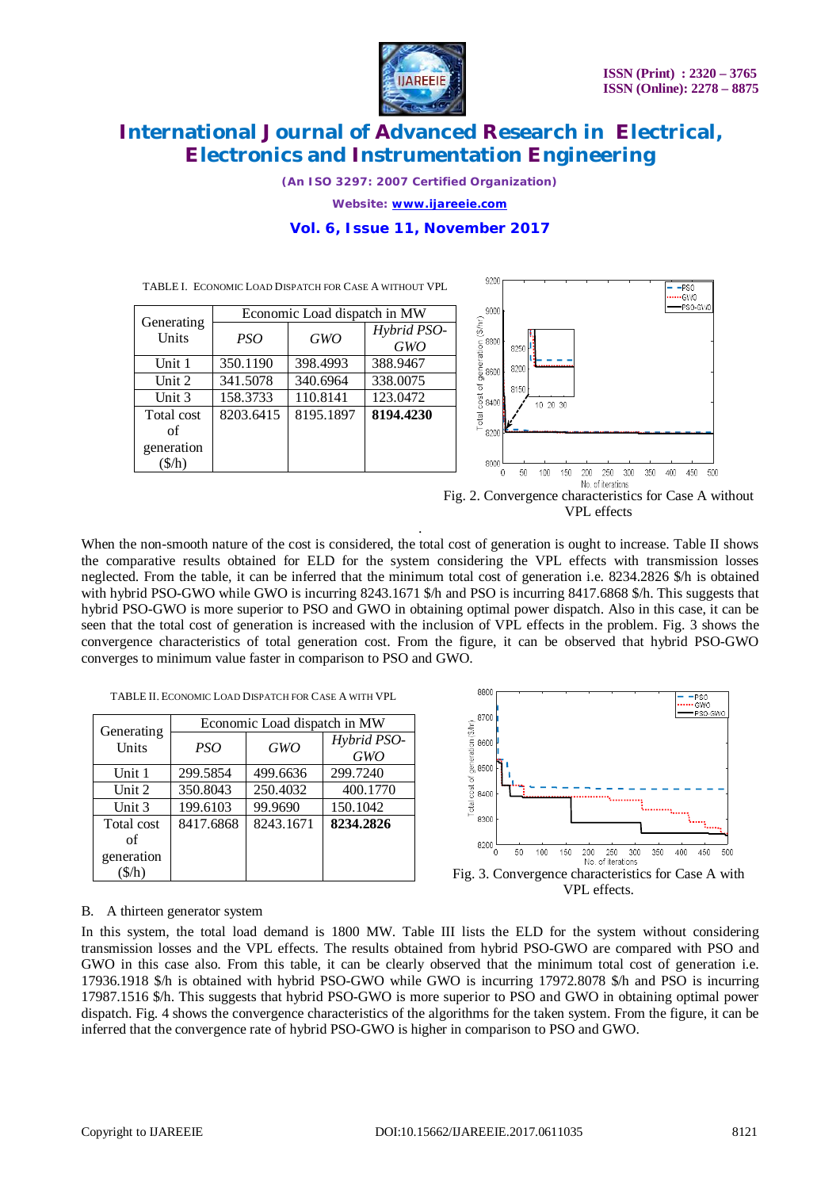TABLE I. ECONOMIC LOAD DISPATCH FOR CASE A WITHOUT VPL

| Generating Units | Economic Load dispatch in MW | | |
|---|---|---|---|
| | *PSO* | *GWO* | *Hybrid PSO-GWO* |
| Unit 1 | 350.1190 | 398.4993 | 388.9467 |
| Unit 2 | 341.5078 | 340.6964 | 338.0075 |
| Unit 3 | 158.3733 | 110.8141 | 123.0472 |
| Total cost of generation ($/h) | 8203.6415 | 8195.1897 | **8194.4230** |

Fig. 2. Convergence characteristics for Case A without VPL effects

When the non-smooth nature of the cost is considered, the total cost of generation is ought to increase. Table II shows the comparative results obtained for ELD for the system considering the VPL effects with transmission losses neglected. From the table, it can be inferred that the minimum total cost of generation i.e. 8234.2826 $/h is obtained with hybrid PSO-GWO while GWO is incurring 8243.1671 $/h and PSO is incurring 8417.6868 $/h. This suggests that hybrid PSO-GWO is more superior to PSO and GWO in obtaining optimal power dispatch. Also in this case, it can be seen that the total cost of generation is increased with the inclusion of VPL effects in the problem. Fig. 3 shows the convergence characteristics of total generation cost. From the figure, it can be observed that hybrid PSO-GWO converges to minimum value faster in comparison to PSO and GWO.

TABLE II. ECONOMIC LOAD DISPATCH FOR CASE A WITH VPL

| Generating Units | Economic Load dispatch in MW | | |
|---|---|---|---|
| | *PSO* | *GWO* | *Hybrid PSO-GWO* |
| Unit 1 | 299.5854 | 499.6636 | 299.7240 |
| Unit 2 | 350.8043 | 250.4032 | 400.1770 |
| Unit 3 | 199.6103 | 99.9690 | 150.1042 |
| Total cost of generation ($/h) | 8417.6868 | 8243.1671 | **8234.2826** |

Fig. 3. Convergence characteristics for Case A with VPL effects.

B. A thirteen generator system

In this system, the total load demand is 1800 MW. Table III lists the ELD for the system without considering transmission losses and the VPL effects. The results obtained from hybrid PSO-GWO are compared with PSO and GWO in this case also. From this table, it can be clearly observed that the minimum total cost of generation i.e. 17936.1918 $/h is obtained with hybrid PSO-GWO while GWO is incurring 17972.8078 $/h and PSO is incurring 17987.1516 $/h. This suggests that hybrid PSO-GWO is more superior to PSO and GWO in obtaining optimal power dispatch. Fig. 4 shows the convergence characteristics of the algorithms for the taken system. From the figure, it can be inferred that the convergence rate of hybrid PSO-GWO is higher in comparison to PSO and GWO.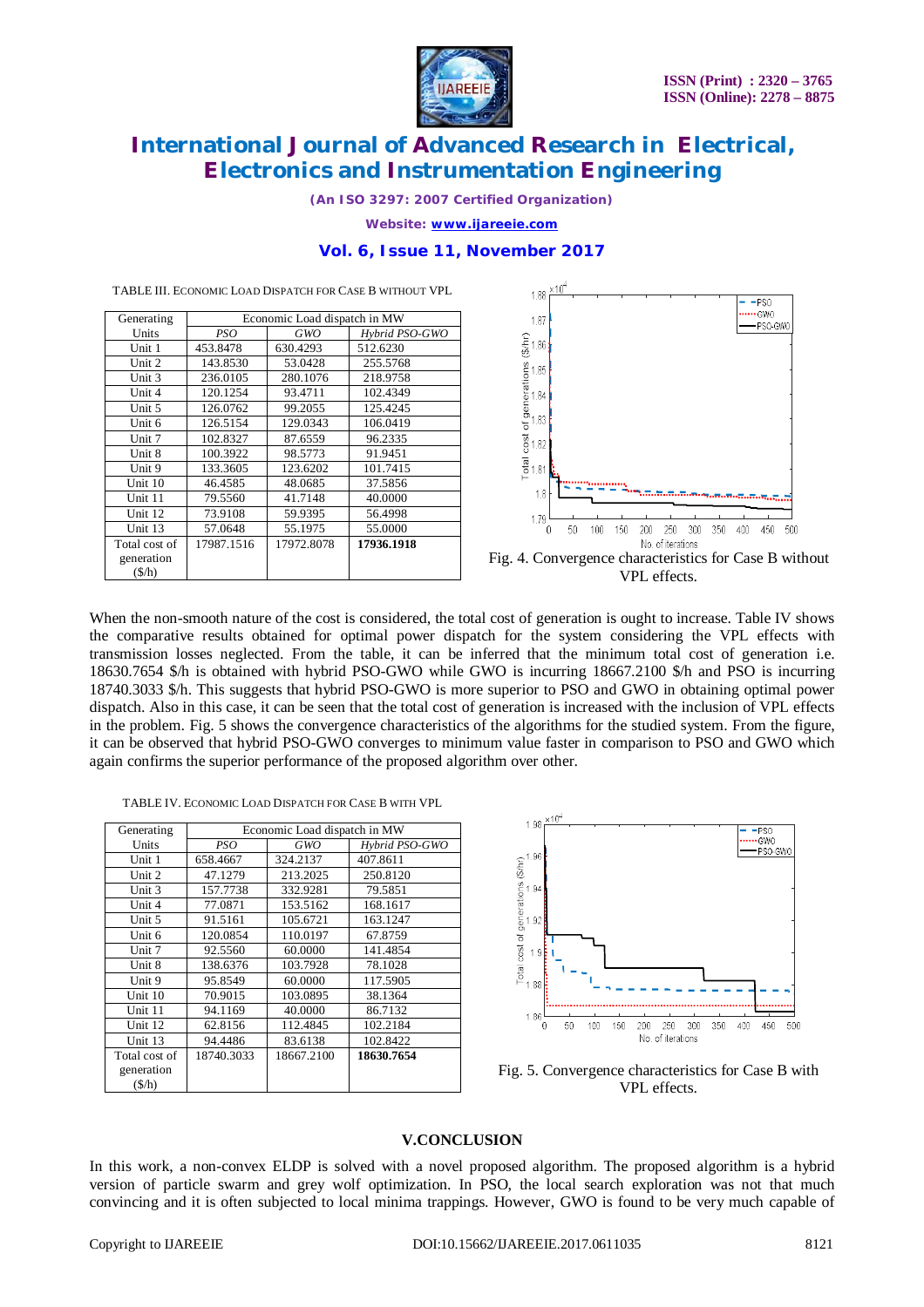TABLE III. ECONOMIC LOAD DISPATCH FOR CASE B WITHOUT VPL

| Generating Units | Economic Load dispatch in MW | | |
|---|---|---|---|
| | *PSO* | *GWO* | *Hybrid PSO-GWO* |
| Unit 1 | 453.8478 | 630.4293 | 512.6230 |
| Unit 2 | 143.8530 | 53.0428 | 255.5768 |
| Unit 3 | 236.0105 | 280.1076 | 218.9758 |
| Unit 4 | 120.1254 | 93.4711 | 102.4349 |
| Unit 5 | 126.0762 | 99.2055 | 125.4245 |
| Unit 6 | 126.5154 | 129.0343 | 106.0419 |
| Unit 7 | 102.8327 | 87.6559 | 96.2335 |
| Unit 8 | 100.3922 | 98.5773 | 91.9451 |
| Unit 9 | 133.3605 | 123.6202 | 101.7415 |
| Unit 10 | 46.4585 | 48.0685 | 37.5856 |
| Unit 11 | 79.5560 | 41.7148 | 40.0000 |
| Unit 12 | 73.9108 | 59.9395 | 56.4998 |
| Unit 13 | 57.0648 | 55.1975 | 55.0000 |
| Total cost of generation ($/h) | 17987.1516 | 17972.8078 | **17936.1918** |

Fig. 4. Convergence characteristics for Case B without VPL effects.

When the non-smooth nature of the cost is considered, the total cost of generation is ought to increase. Table IV shows the comparative results obtained for optimal power dispatch for the system considering the VPL effects with transmission losses neglected. From the table, it can be inferred that the minimum total cost of generation i.e. 18630.7654 $/h is obtained with hybrid PSO-GWO while GWO is incurring 18667.2100 $/h and PSO is incurring 18740.3033 $/h. This suggests that hybrid PSO-GWO is more superior to PSO and GWO in obtaining optimal power dispatch. Also in this case, it can be seen that the total cost of generation is increased with the inclusion of VPL effects in the problem. Fig. 5 shows the convergence characteristics of the algorithms for the studied system. From the figure, it can be observed that hybrid PSO-GWO converges to minimum value faster in comparison to PSO and GWO which again confirms the superior performance of the proposed algorithm over other.

TABLE IV. ECONOMIC LOAD DISPATCH FOR CASE B WITH VPL

| Generating Units | Economic Load dispatch in MW | | |
|---|---|---|---|
| | *PSO* | *GWO* | *Hybrid PSO-GWO* |
| Unit 1 | 658.4667 | 324.2137 | 407.8611 |
| Unit 2 | 47.1279 | 213.2025 | 250.8120 |
| Unit 3 | 157.7738 | 332.9281 | 79.5851 |
| Unit 4 | 77.0871 | 153.5162 | 168.1617 |
| Unit 5 | 91.5161 | 105.6721 | 163.1247 |
| Unit 6 | 120.0854 | 110.0197 | 67.8759 |
| Unit 7 | 92.5560 | 60.0000 | 141.4854 |
| Unit 8 | 138.6376 | 103.7928 | 78.1028 |
| Unit 9 | 95.8549 | 60.0000 | 117.5905 |
| Unit 10 | 70.9015 | 103.0895 | 38.1364 |
| Unit 11 | 94.1169 | 40.0000 | 86.7132 |
| Unit 12 | 62.8156 | 112.4845 | 102.2184 |
| Unit 13 | 94.4486 | 83.6138 | 102.8422 |
| Total cost of generation ($/h) | 18740.3033 | 18667.2100 | **18630.7654** |

Fig. 5. Convergence characteristics for Case B with VPL effects.

## V.CONCLUSION

In this work, a non-convex ELDP is solved with a novel proposed algorithm. The proposed algorithm is a hybrid version of particle swarm and grey wolf optimization. In PSO, the local search exploration was not that much convincing and it is often subjected to local minima trappings. However, GWO is found to be very much capable of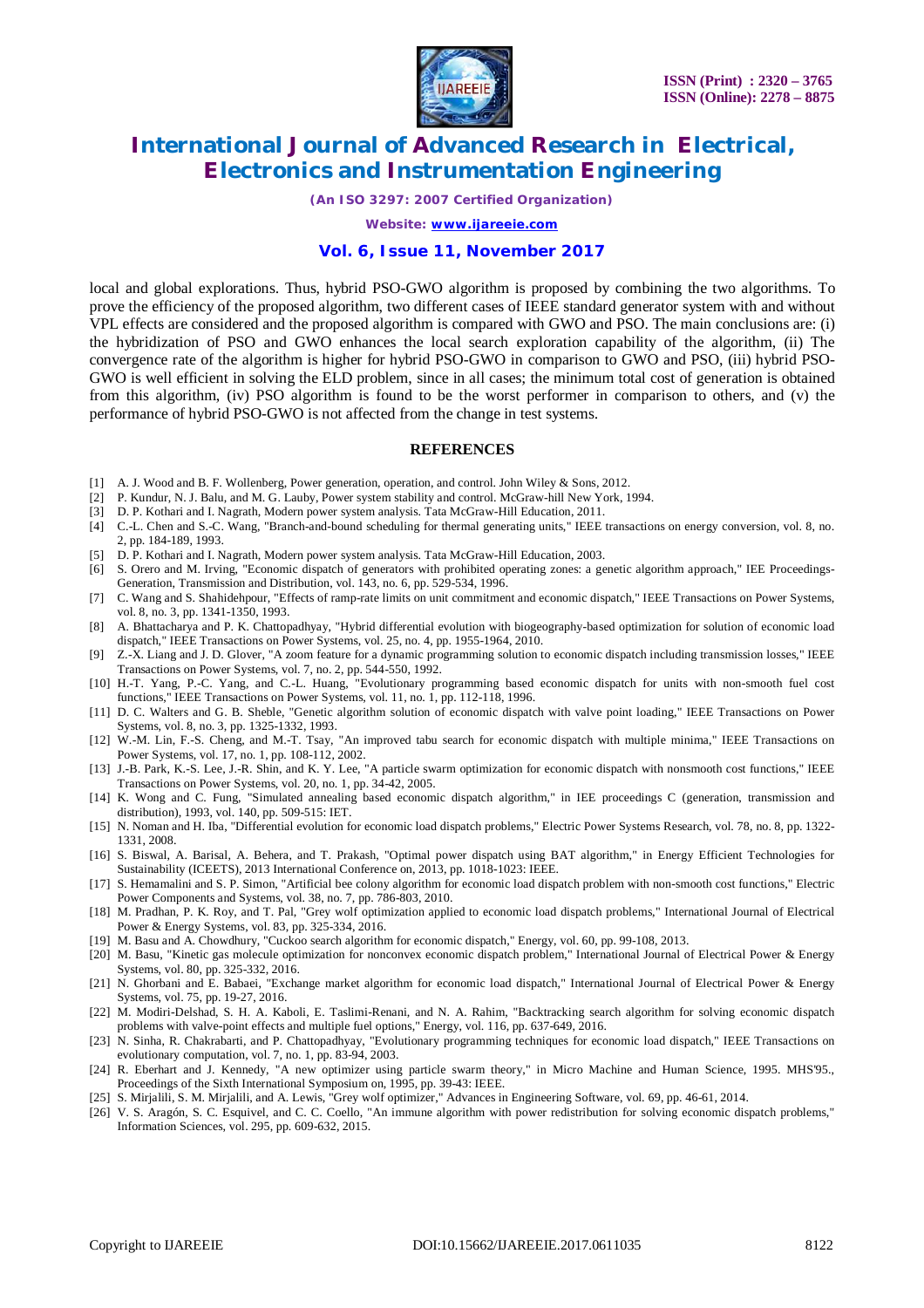local and global explorations. Thus, hybrid PSO-GWO algorithm is proposed by combining the two algorithms. To prove the efficiency of the proposed algorithm, two different cases of IEEE standard generator system with and without VPL effects are considered and the proposed algorithm is compared with GWO and PSO. The main conclusions are: (i) the hybridization of PSO and GWO enhances the local search exploration capability of the algorithm, (ii) The convergence rate of the algorithm is higher for hybrid PSO-GWO in comparison to GWO and PSO, (iii) hybrid PSO-GWO is well efficient in solving the ELD problem, since in all cases; the minimum total cost of generation is obtained from this algorithm, (iv) PSO algorithm is found to be the worst performer in comparison to others, and (v) the performance of hybrid PSO-GWO is not affected from the change in test systems.

## REFERENCES

[1] A. J. Wood and B. F. Wollenberg, Power generation, operation, and control. John Wiley & Sons, 2012.
[2] P. Kundur, N. J. Balu, and M. G. Lauby, Power system stability and control. McGraw-hill New York, 1994.
[3] D. P. Kothari and I. Nagrath, Modern power system analysis. Tata McGraw-Hill Education, 2011.
[4] C.-L. Chen and S.-C. Wang, "Branch-and-bound scheduling for thermal generating units," IEEE transactions on energy conversion, vol. 8, no. 2, pp. 184-189, 1993.
[5] D. P. Kothari and I. Nagrath, Modern power system analysis. Tata McGraw-Hill Education, 2003.
[6] S. Orero and M. Irving, "Economic dispatch of generators with prohibited operating zones: a genetic algorithm approach," IEE Proceedings-Generation, Transmission and Distribution, vol. 143, no. 6, pp. 529-534, 1996.
[7] C. Wang and S. Shahidehpour, "Effects of ramp-rate limits on unit commitment and economic dispatch," IEEE Transactions on Power Systems, vol. 8, no. 3, pp. 1341-1350, 1993.
[8] A. Bhattacharya and P. K. Chattopadhyay, "Hybrid differential evolution with biogeography-based optimization for solution of economic load dispatch," IEEE Transactions on Power Systems, vol. 25, no. 4, pp. 1955-1964, 2010.
[9] Z.-X. Liang and J. D. Glover, "A zoom feature for a dynamic programming solution to economic dispatch including transmission losses," IEEE Transactions on Power Systems, vol. 7, no. 2, pp. 544-550, 1992.
[10] H.-T. Yang, P.-C. Yang, and C.-L. Huang, "Evolutionary programming based economic dispatch for units with non-smooth fuel cost functions," IEEE Transactions on Power Systems, vol. 11, no. 1, pp. 112-118, 1996.
[11] D. C. Walters and G. B. Sheble, "Genetic algorithm solution of economic dispatch with valve point loading," IEEE Transactions on Power Systems, vol. 8, no. 3, pp. 1325-1332, 1993.
[12] W.-M. Lin, F.-S. Cheng, and M.-T. Tsay, "An improved tabu search for economic dispatch with multiple minima," IEEE Transactions on Power Systems, vol. 17, no. 1, pp. 108-112, 2002.
[13] J.-B. Park, K.-S. Lee, J.-R. Shin, and K. Y. Lee, "A particle swarm optimization for economic dispatch with nonsmooth cost functions," IEEE Transactions on Power Systems, vol. 20, no. 1, pp. 34-42, 2005.
[14] K. Wong and C. Fung, "Simulated annealing based economic dispatch algorithm," in IEE proceedings C (generation, transmission and distribution), 1993, vol. 140, pp. 509-515: IET.
[15] N. Noman and H. Iba, "Differential evolution for economic load dispatch problems," Electric Power Systems Research, vol. 78, no. 8, pp. 1322-1331, 2008.
[16] S. Biswal, A. Barisal, A. Behera, and T. Prakash, "Optimal power dispatch using BAT algorithm," in Energy Efficient Technologies for Sustainability (ICEETS), 2013 International Conference on, 2013, pp. 1018-1023: IEEE.
[17] S. Hemamalini and S. P. Simon, "Artificial bee colony algorithm for economic load dispatch problem with non-smooth cost functions," Electric Power Components and Systems, vol. 38, no. 7, pp. 786-803, 2010.
[18] M. Pradhan, P. K. Roy, and T. Pal, "Grey wolf optimization applied to economic load dispatch problems," International Journal of Electrical Power & Energy Systems, vol. 83, pp. 325-334, 2016.
[19] M. Basu and A. Chowdhury, "Cuckoo search algorithm for economic dispatch," Energy, vol. 60, pp. 99-108, 2013.
[20] M. Basu, "Kinetic gas molecule optimization for nonconvex economic dispatch problem," International Journal of Electrical Power & Energy Systems, vol. 80, pp. 325-332, 2016.
[21] N. Ghorbani and E. Babaei, "Exchange market algorithm for economic load dispatch," International Journal of Electrical Power & Energy Systems, vol. 75, pp. 19-27, 2016.
[22] M. Modiri-Delshad, S. H. A. Kaboli, E. Taslimi-Renani, and N. A. Rahim, "Backtracking search algorithm for solving economic dispatch problems with valve-point effects and multiple fuel options," Energy, vol. 116, pp. 637-649, 2016.
[23] N. Sinha, R. Chakrabarti, and P. Chattopadhyay, "Evolutionary programming techniques for economic load dispatch," IEEE Transactions on evolutionary computation, vol. 7, no. 1, pp. 83-94, 2003.
[24] R. Eberhart and J. Kennedy, "A new optimizer using particle swarm theory," in Micro Machine and Human Science, 1995. MHS'95., Proceedings of the Sixth International Symposium on, 1995, pp. 39-43: IEEE.
[25] S. Mirjalili, S. M. Mirjalili, and A. Lewis, "Grey wolf optimizer," Advances in Engineering Software, vol. 69, pp. 46-61, 2014.
[26] V. S. Aragón, S. C. Esquivel, and C. C. Coello, "An immune algorithm with power redistribution for solving economic dispatch problems," Information Sciences, vol. 295, pp. 609-632, 2015.